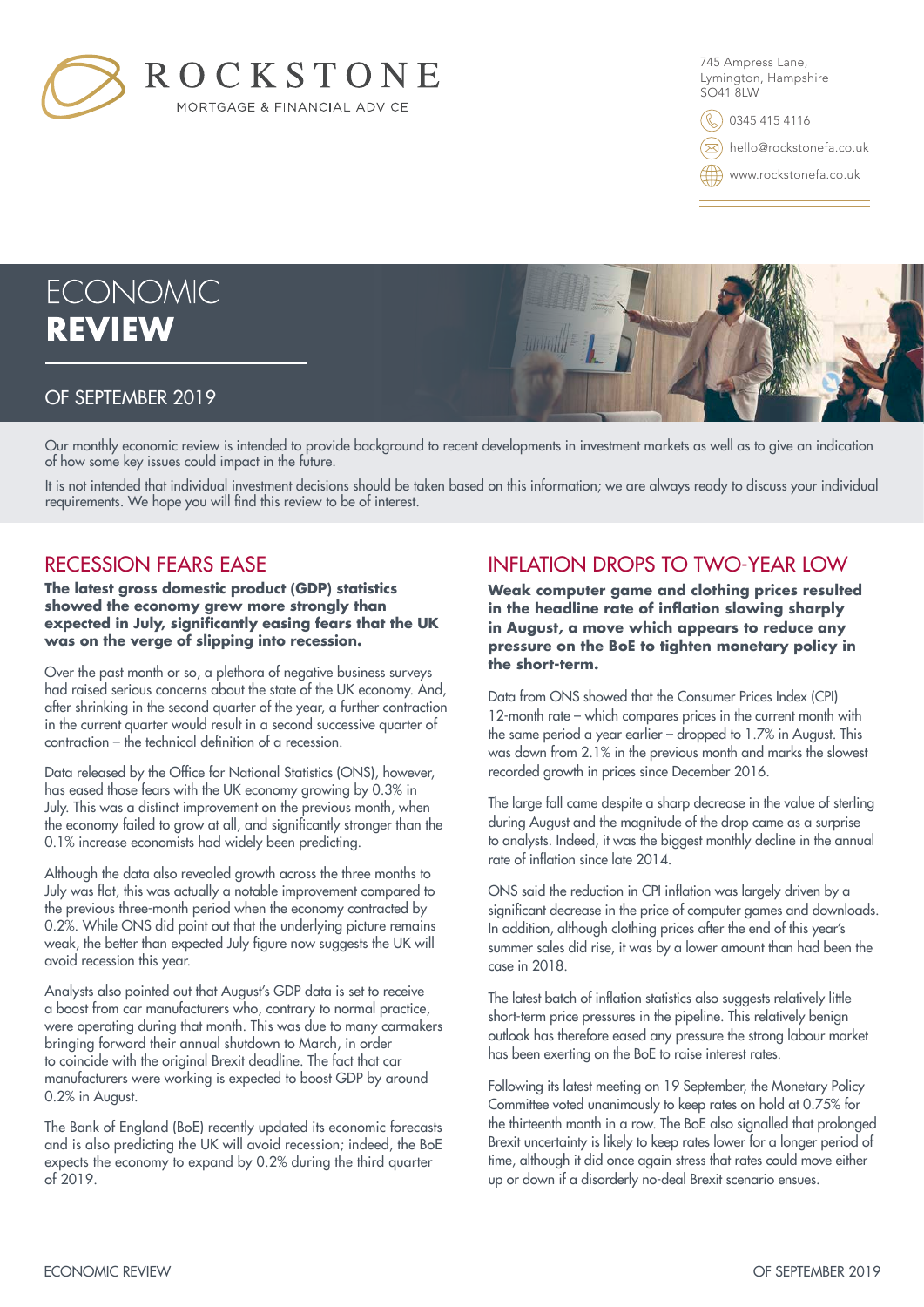ROCKSTONE

MORTGAGE & FINANCIAL ADVICE

745 Ampress Lane,
Lymington, Hampshire
SO41 8LW

0345 415 4116

hello@rockstonefa.co.uk

www.rockstonefa.co.uk

# ECONOMIC **REVIEW**

## OF SEPTEMBER 2019

Our monthly economic review is intended to provide background to recent developments in investment markets as well as to give an indication of how some key issues could impact in the future.

It is not intended that individual investment decisions should be taken based on this information; we are always ready to discuss your individual requirements. We hope you will find this review to be of interest.

## RECESSION FEARS EASE

**The latest gross domestic product (GDP) statistics showed the economy grew more strongly than expected in July, significantly easing fears that the UK was on the verge of slipping into recession.**

Over the past month or so, a plethora of negative business surveys had raised serious concerns about the state of the UK economy. And, after shrinking in the second quarter of the year, a further contraction in the current quarter would result in a second successive quarter of contraction – the technical definition of a recession.

Data released by the Office for National Statistics (ONS), however, has eased those fears with the UK economy growing by 0.3% in July. This was a distinct improvement on the previous month, when the economy failed to grow at all, and significantly stronger than the 0.1% increase economists had widely been predicting.

Although the data also revealed growth across the three months to July was flat, this was actually a notable improvement compared to the previous three-month period when the economy contracted by 0.2%. While ONS did point out that the underlying picture remains weak, the better than expected July figure now suggests the UK will avoid recession this year.

Analysts also pointed out that August's GDP data is set to receive a boost from car manufacturers who, contrary to normal practice, were operating during that month. This was due to many carmakers bringing forward their annual shutdown to March, in order to coincide with the original Brexit deadline. The fact that car manufacturers were working is expected to boost GDP by around 0.2% in August.

The Bank of England (BoE) recently updated its economic forecasts and is also predicting the UK will avoid recession; indeed, the BoE expects the economy to expand by 0.2% during the third quarter of 2019.

## INFLATION DROPS TO TWO-YEAR LOW

**Weak computer game and clothing prices resulted in the headline rate of inflation slowing sharply in August, a move which appears to reduce any pressure on the BoE to tighten monetary policy in the short-term.**

Data from ONS showed that the Consumer Prices Index (CPI) 12-month rate – which compares prices in the current month with the same period a year earlier – dropped to 1.7% in August. This was down from 2.1% in the previous month and marks the slowest recorded growth in prices since December 2016.

The large fall came despite a sharp decrease in the value of sterling during August and the magnitude of the drop came as a surprise to analysts. Indeed, it was the biggest monthly decline in the annual rate of inflation since late 2014.

ONS said the reduction in CPI inflation was largely driven by a significant decrease in the price of computer games and downloads. In addition, although clothing prices after the end of this year's summer sales did rise, it was by a lower amount than had been the case in 2018.

The latest batch of inflation statistics also suggests relatively little short-term price pressures in the pipeline. This relatively benign outlook has therefore eased any pressure the strong labour market has been exerting on the BoE to raise interest rates.

Following its latest meeting on 19 September, the Monetary Policy Committee voted unanimously to keep rates on hold at 0.75% for the thirteenth month in a row. The BoE also signalled that prolonged Brexit uncertainty is likely to keep rates lower for a longer period of time, although it did once again stress that rates could move either up or down if a disorderly no-deal Brexit scenario ensues.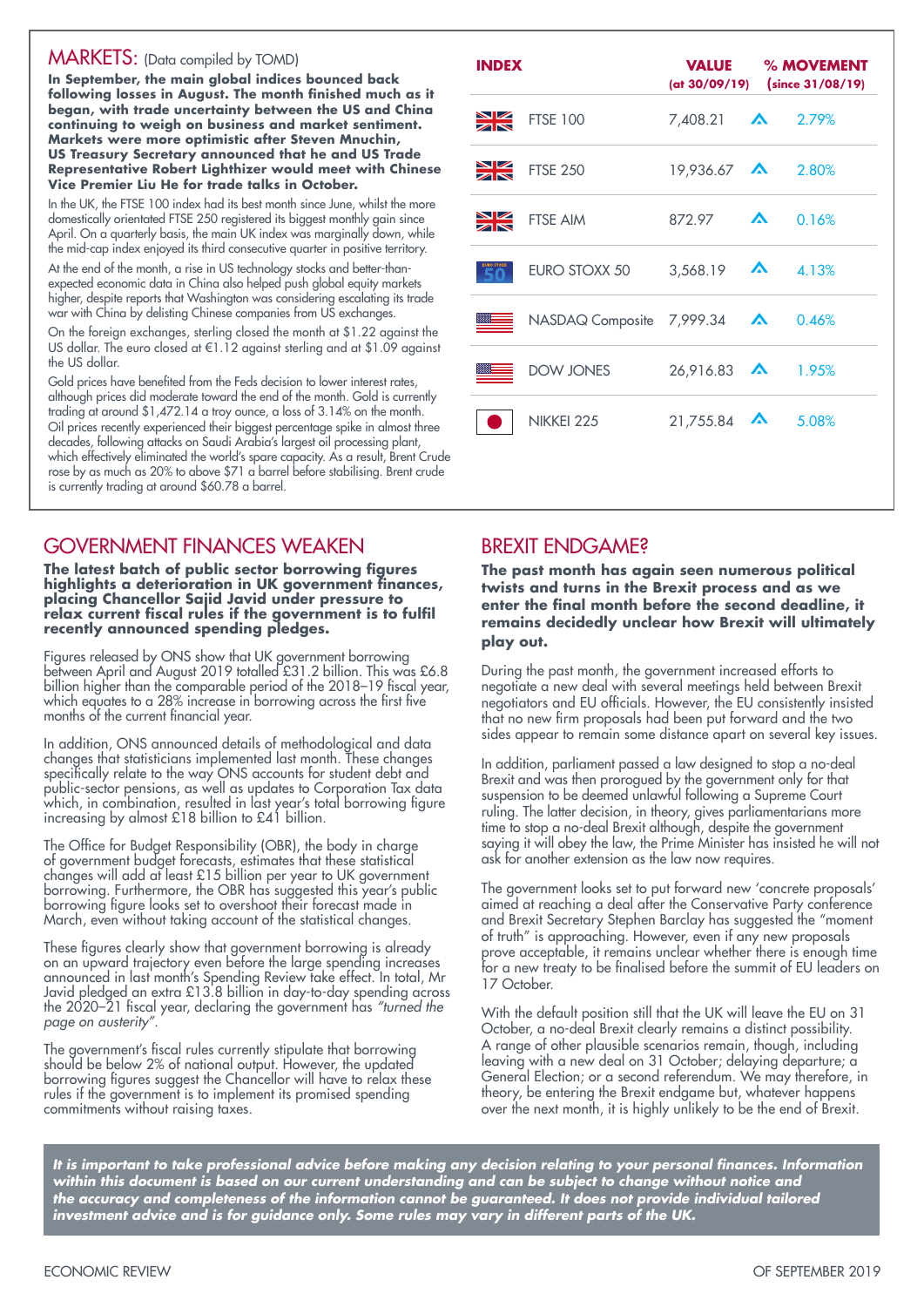## MARKETS: (Data compiled by TOMD)

**In September, the main global indices bounced back following losses in August. The month finished much as it began, with trade uncertainty between the US and China continuing to weigh on business and market sentiment. Markets were more optimistic after Steven Mnuchin, US Treasury Secretary announced that he and US Trade Representative Robert Lighthizer would meet with Chinese Vice Premier Liu He for trade talks in October.**

In the UK, the FTSE 100 index had its best month since June, whilst the more domestically orientated FTSE 250 registered its biggest monthly gain since April. On a quarterly basis, the main UK index was marginally down, while the mid-cap index enjoyed its third consecutive quarter in positive territory.

At the end of the month, a rise in US technology stocks and better-than-expected economic data in China also helped push global equity markets higher, despite reports that Washington was considering escalating its trade war with China by delisting Chinese companies from US exchanges.

On the foreign exchanges, sterling closed the month at $1.22 against the US dollar. The euro closed at €1.12 against sterling and at $1.09 against the US dollar.

Gold prices have benefited from the Feds decision to lower interest rates, although prices did moderate toward the end of the month. Gold is currently trading at around $1,472.14 a troy ounce, a loss of 3.14% on the month. Oil prices recently experienced their biggest percentage spike in almost three decades, following attacks on Saudi Arabia's largest oil processing plant, which effectively eliminated the world's spare capacity. As a result, Brent Crude rose by as much as 20% to above $71 a barrel before stabilising. Brent crude is currently trading at around $60.78 a barrel.

| INDEX | VALUE (at 30/09/19) | % MOVEMENT (since 31/08/19) |
|---|---|---|
| FTSE 100 | 7,408.21 | ^ 2.79% |
| FTSE 250 | 19,936.67 | ^ 2.80% |
| FTSE AIM | 872.97 | ^ 0.16% |
| EURO STOXX 50 | 3,568.19 | ^ 4.13% |
| NASDAQ Composite | 7,999.34 | ^ 0.46% |
| DOW JONES | 26,916.83 | ^ 1.95% |
| NIKKEI 225 | 21,755.84 | ^ 5.08% |

## GOVERNMENT FINANCES WEAKEN

**The latest batch of public sector borrowing figures highlights a deterioration in UK government finances, placing Chancellor Sajid Javid under pressure to relax current fiscal rules if the government is to fulfil recently announced spending pledges.**

Figures released by ONS show that UK government borrowing between April and August 2019 totalled £31.2 billion. This was £6.8 billion higher than the comparable period of the 2018–19 fiscal year, which equates to a 28% increase in borrowing across the first five months of the current financial year.

In addition, ONS announced details of methodological and data changes that statisticians implemented last month. These changes specifically relate to the way ONS accounts for student debt and public-sector pensions, as well as updates to Corporation Tax data which, in combination, resulted in last year's total borrowing figure increasing by almost £18 billion to £41 billion.

The Office for Budget Responsibility (OBR), the body in charge of government budget forecasts, estimates that these statistical changes will add at least £15 billion per year to UK government borrowing. Furthermore, the OBR has suggested this year's public borrowing figure looks set to overshoot their forecast made in March, even without taking account of the statistical changes.

These figures clearly show that government borrowing is already on an upward trajectory even before the large spending increases announced in last month's Spending Review take effect. In total, Mr Javid pledged an extra £13.8 billion in day-to-day spending across the 2020–21 fiscal year, declaring the government has *"turned the page on austerity"*.

The government's fiscal rules currently stipulate that borrowing should be below 2% of national output. However, the updated borrowing figures suggest the Chancellor will have to relax these rules if the government is to implement its promised spending commitments without raising taxes.

## BREXIT ENDGAME?

**The past month has again seen numerous political twists and turns in the Brexit process and as we enter the final month before the second deadline, it remains decidedly unclear how Brexit will ultimately play out.**

During the past month, the government increased efforts to negotiate a new deal with several meetings held between Brexit negotiators and EU officials. However, the EU consistently insisted that no new firm proposals had been put forward and the two sides appear to remain some distance apart on several key issues.

In addition, parliament passed a law designed to stop a no-deal Brexit and was then prorogued by the government only for that suspension to be deemed unlawful following a Supreme Court ruling. The latter decision, in theory, gives parliamentarians more time to stop a no-deal Brexit although, despite the government saying it will obey the law, the Prime Minister has insisted he will not ask for another extension as the law now requires.

The government looks set to put forward new 'concrete proposals' aimed at reaching a deal after the Conservative Party conference and Brexit Secretary Stephen Barclay has suggested the "moment of truth" is approaching. However, even if any new proposals prove acceptable, it remains unclear whether there is enough time for a new treaty to be finalised before the summit of EU leaders on 17 October.

With the default position still that the UK will leave the EU on 31 October, a no-deal Brexit clearly remains a distinct possibility. A range of other plausible scenarios remain, though, including leaving with a new deal on 31 October; delaying departure; a General Election; or a second referendum. We may therefore, in theory, be entering the Brexit endgame but, whatever happens over the next month, it is highly unlikely to be the end of Brexit.

***It is important to take professional advice before making any decision relating to your personal finances. Information within this document is based on our current understanding and can be subject to change without notice and the accuracy and completeness of the information cannot be guaranteed. It does not provide individual tailored investment advice and is for guidance only. Some rules may vary in different parts of the UK.***